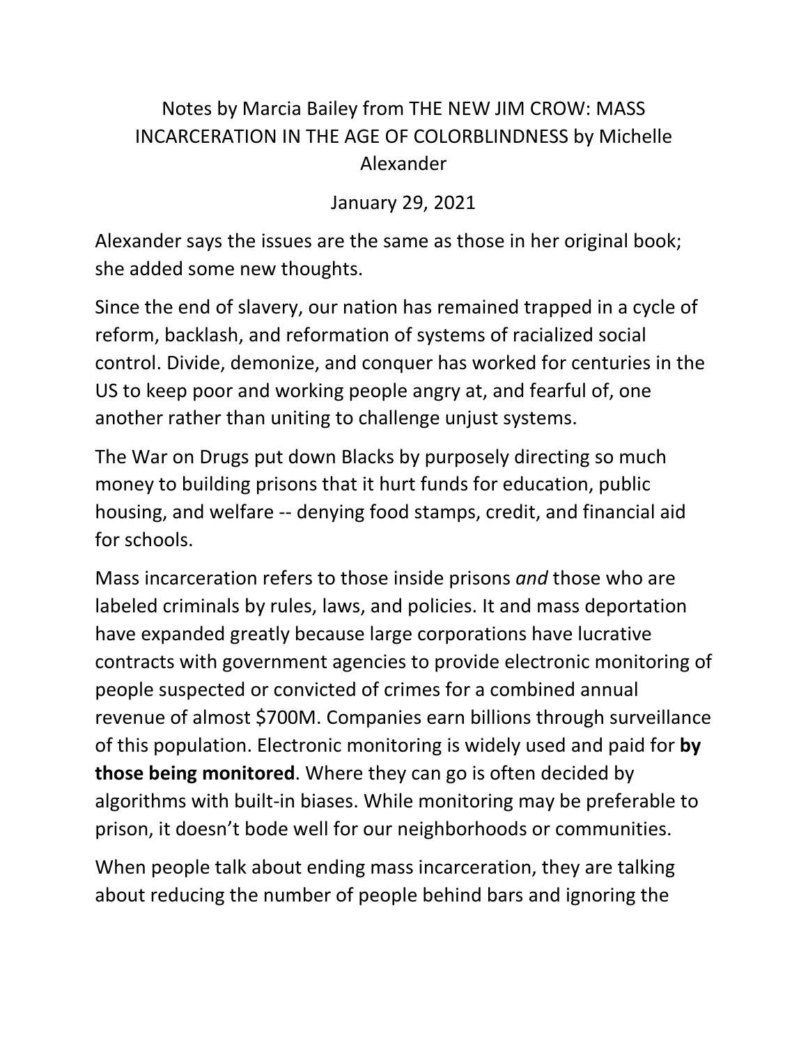# Notes by Marcia Bailey from THE NEW JIM CROW: MASS INCARCERATION IN THE AGE OF COLORBLINDNESS by Michelle Alexander

January 29, 2021

Alexander says the issues are the same as those in her original book; she added some new thoughts.

Since the end of slavery, our nation has remained trapped in a cycle of reform, backlash, and reformation of systems of racialized social control. Divide, demonize, and conquer has worked for centuries in the US to keep poor and working people angry at, and fearful of, one another rather than uniting to challenge unjust systems.

The War on Drugs put down Blacks by purposely directing so much money to building prisons that it hurt funds for education, public housing, and welfare -- denying food stamps, credit, and financial aid for schools.

Mass incarceration refers to those inside prisons *and* those who are labeled criminals by rules, laws, and policies. It and mass deportation have expanded greatly because large corporations have lucrative contracts with government agencies to provide electronic monitoring of people suspected or convicted of crimes for a combined annual revenue of almost $700M. Companies earn billions through surveillance of this population. Electronic monitoring is widely used and paid for **by those being monitored**. Where they can go is often decided by algorithms with built-in biases. While monitoring may be preferable to prison, it doesn't bode well for our neighborhoods or communities.

When people talk about ending mass incarceration, they are talking about reducing the number of people behind bars and ignoring the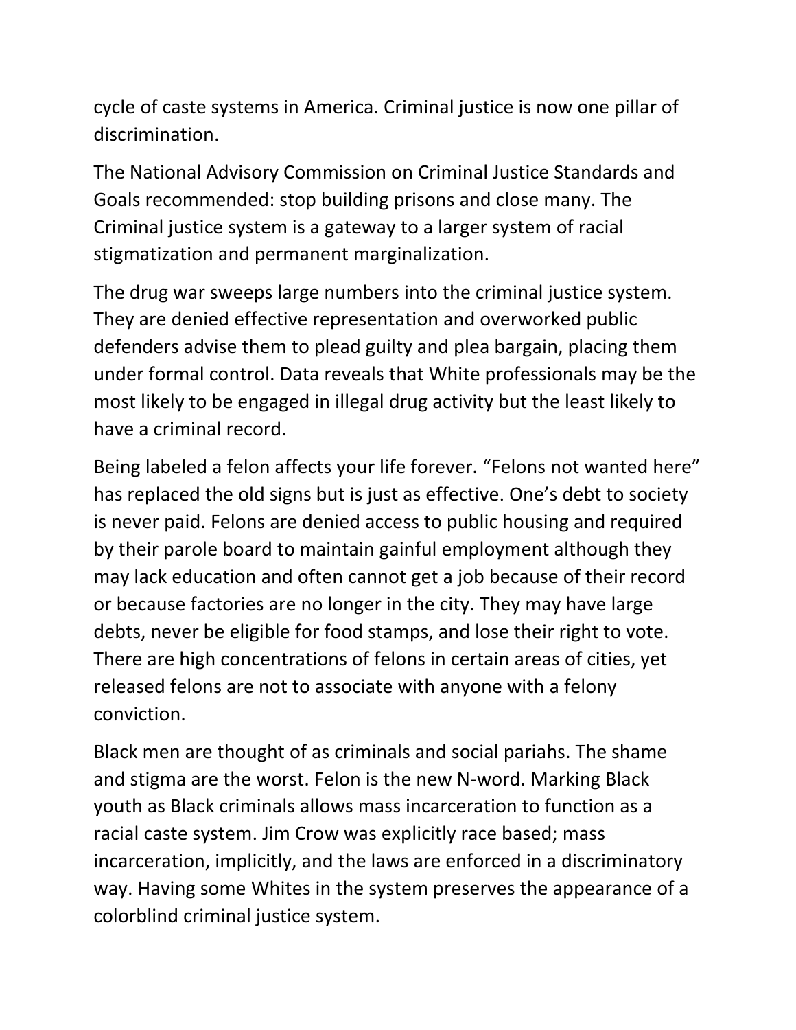cycle of caste systems in America. Criminal justice is now one pillar of discrimination.

The National Advisory Commission on Criminal Justice Standards and Goals recommended: stop building prisons and close many. The Criminal justice system is a gateway to a larger system of racial stigmatization and permanent marginalization.

The drug war sweeps large numbers into the criminal justice system. They are denied effective representation and overworked public defenders advise them to plead guilty and plea bargain, placing them under formal control. Data reveals that White professionals may be the most likely to be engaged in illegal drug activity but the least likely to have a criminal record.

Being labeled a felon affects your life forever. "Felons not wanted here" has replaced the old signs but is just as effective. One's debt to society is never paid. Felons are denied access to public housing and required by their parole board to maintain gainful employment although they may lack education and often cannot get a job because of their record or because factories are no longer in the city. They may have large debts, never be eligible for food stamps, and lose their right to vote. There are high concentrations of felons in certain areas of cities, yet released felons are not to associate with anyone with a felony conviction.

Black men are thought of as criminals and social pariahs. The shame and stigma are the worst. Felon is the new N-word. Marking Black youth as Black criminals allows mass incarceration to function as a racial caste system. Jim Crow was explicitly race based; mass incarceration, implicitly, and the laws are enforced in a discriminatory way. Having some Whites in the system preserves the appearance of a colorblind criminal justice system.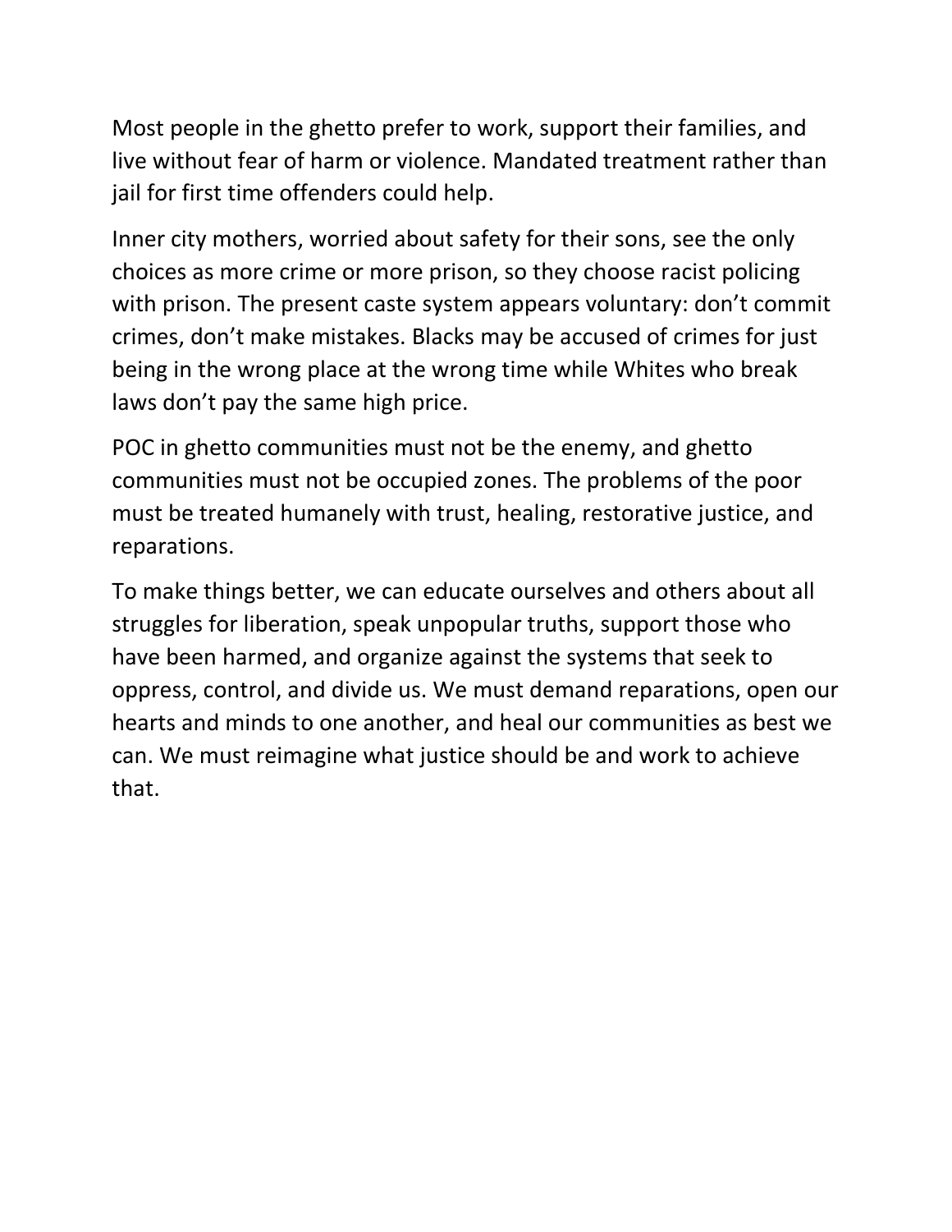Most people in the ghetto prefer to work, support their families, and live without fear of harm or violence. Mandated treatment rather than jail for first time offenders could help.

Inner city mothers, worried about safety for their sons, see the only choices as more crime or more prison, so they choose racist policing with prison. The present caste system appears voluntary: don't commit crimes, don't make mistakes. Blacks may be accused of crimes for just being in the wrong place at the wrong time while Whites who break laws don't pay the same high price.

POC in ghetto communities must not be the enemy, and ghetto communities must not be occupied zones. The problems of the poor must be treated humanely with trust, healing, restorative justice, and reparations.

To make things better, we can educate ourselves and others about all struggles for liberation, speak unpopular truths, support those who have been harmed, and organize against the systems that seek to oppress, control, and divide us. We must demand reparations, open our hearts and minds to one another, and heal our communities as best we can. We must reimagine what justice should be and work to achieve that.